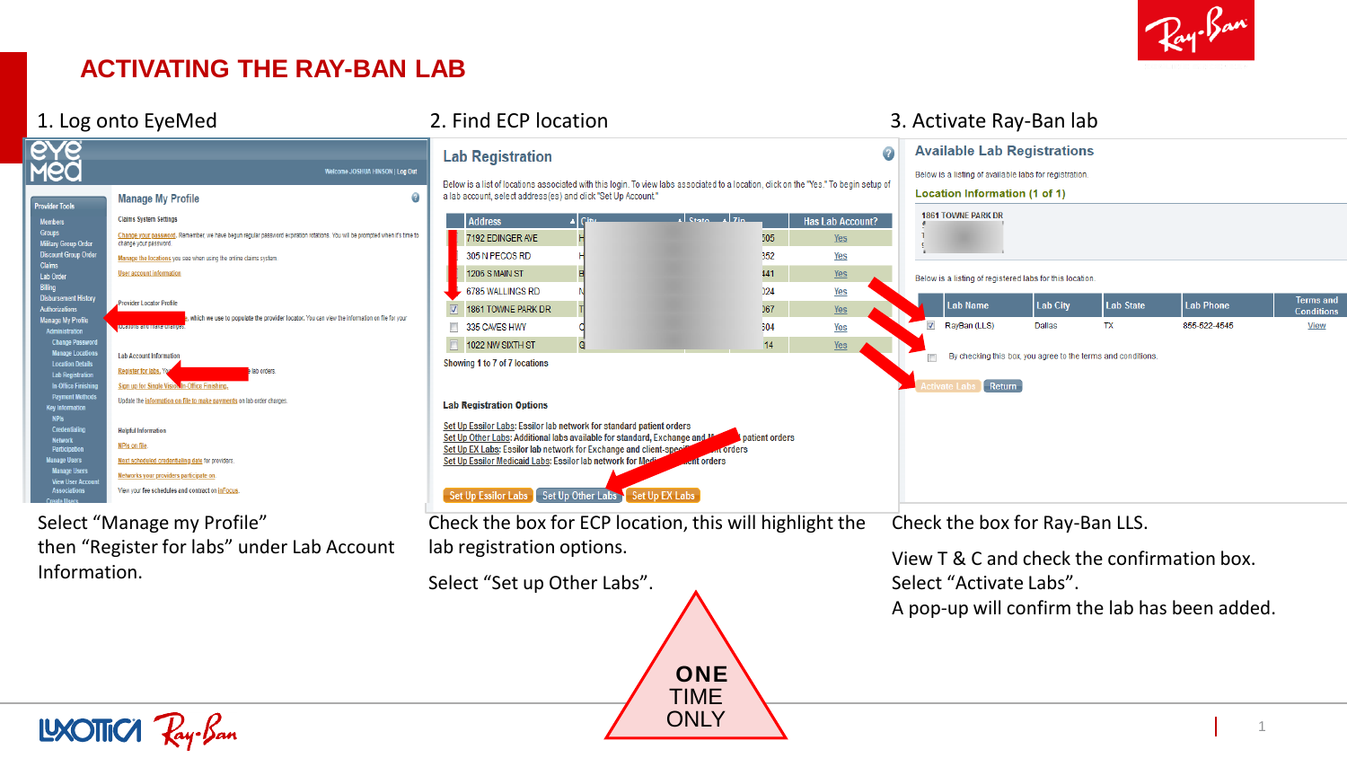# ACTIVATING THE RAY-BAN LAB

## 1. Log onto EyeMed

Select “Manage my Profile” then “Register for labs” under Lab Account Information.

## 2. Find ECP location

Check the box for ECP location, this will highlight the lab registration options.

Select “Set up Other Labs”.

## 3. Activate Ray-Ban lab

Check the box for Ray-Ban LLS.

View T & C and check the confirmation box.
Select “Activate Labs”.
A pop-up will confirm the lab has been added.

**ONE** TIME ONLY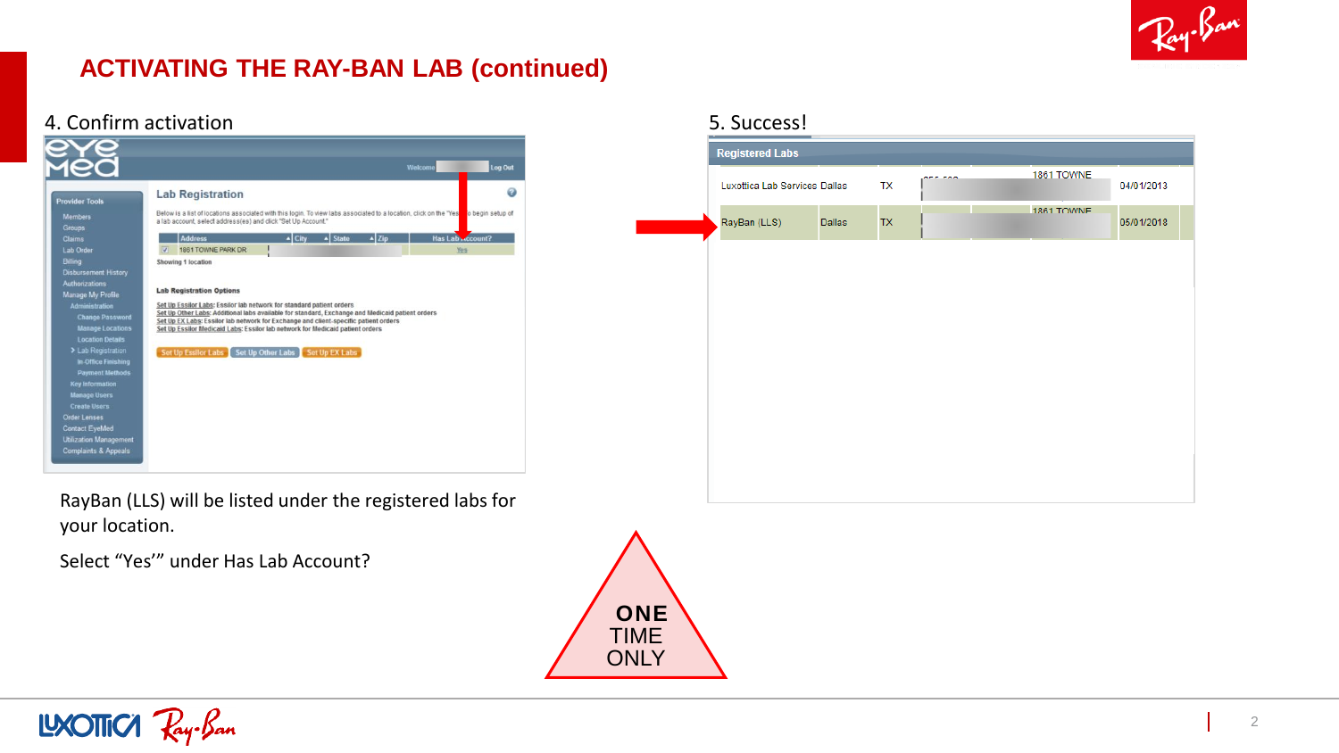# ACTIVATING THE RAY-BAN LAB (continued)

## 4. Confirm activation

RayBan (LLS) will be listed under the registered labs for your location.

Select "Yes'" under Has Lab Account?

## 5. Success!

ONE TIME ONLY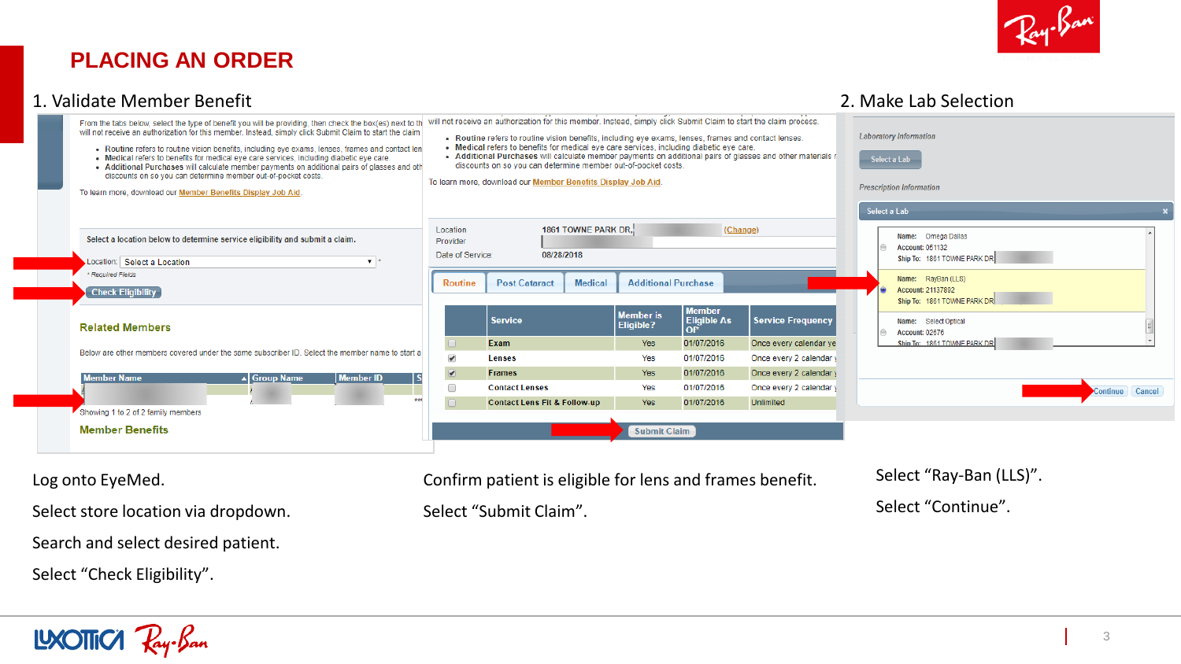# PLACING AN ORDER

## 1. Validate Member Benefit

From the tabs below, select the type of benefit you will be providing, then check the box(es) next to th will not receive an authorization for this member. Instead, simply click Submit Claim to start the claim

- **Routine** refers to routine vision benefits, including eye exams, lenses, frames and contact len
- **Medical** refers to benefits for medical eye care services, including diabetic eye care.
- **Additional Purchases** will calculate member payments on additional pairs of glasses and oth discounts on so you can determine member out-of-pocket costs.

To learn more, download our Member Benefits Display Job Aid.

Select a location below to determine service eligibility and submit a claim.

Location: Select a Location *

* Required Fields

Check Eligibility

**Related Members**

Below are other members covered under the same subscriber ID. Select the member name to start a

| Member Name | Group Name | Member ID |
|---|---|---|

Showing 1 to 2 of 2 family members

**Member Benefits**

will not receive an authorization for this member. Instead, simply click Submit Claim to start the claim process.

- **Routine** refers to routine vision benefits, including eye exams, lenses, frames and contact lenses.
- **Medical** refers to benefits for medical eye care services, including diabetic eye care.
- **Additional Purchases** will calculate member payments on additional pairs of glasses and other materials discounts on so you can determine member out-of-pocket costs.

To learn more, download our Member Benefits Display Job Aid.

Location: 1861 TOWNE PARK DR, (Change)
Provider
Date of Service: 08/28/2018

Routine | Post Cataract | Medical | Additional Purchase

| | Service | Member is Eligible? | Member Eligible As Of | Service Frequency |
|---|---|---|---|---|
| ☐ | Exam | Yes | 01/07/2016 | Once every calendar ye |
| ☑ | Lenses | Yes | 01/07/2016 | Once every 2 calendar |
| ☑ | Frames | Yes | 01/07/2016 | Once every 2 calendar |
| ☐ | Contact Lenses | Yes | 01/07/2016 | Once every 2 calendar |
| ☐ | Contact Lens Fit & Follow-up | Yes | 01/07/2016 | Unlimited |

Submit Claim

## 2. Make Lab Selection

Laboratory Information

Select a Lab

Prescription Information

Select a Lab

Name: Omega Dallas
Account: 051132
Ship To: 1861 TOWNE PARK DR

Name: RayBan (LLS)
Account: 21137892
Ship To: 1861 TOWNE PARK DR

Name: Select Optical
Account: 02676
Ship To: 1861 TOWNE PARK DR

Continue | Cancel

Log onto EyeMed.

Select store location via dropdown.

Search and select desired patient.

Select "Check Eligibility".

Confirm patient is eligible for lens and frames benefit.

Select "Submit Claim".

Select "Ray-Ban (LLS)".

Select "Continue".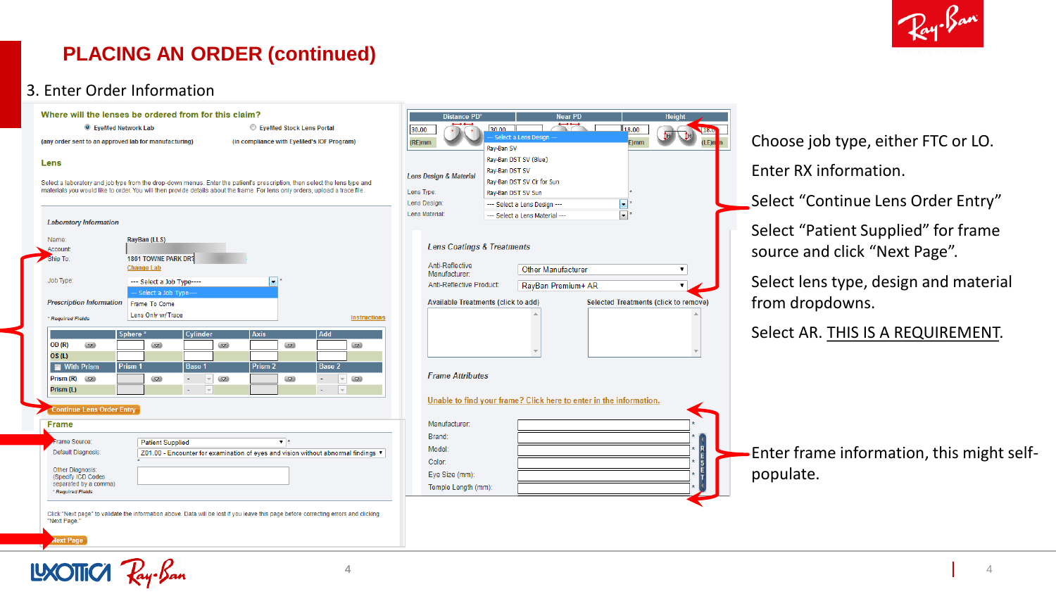# PLACING AN ORDER (continued)

## 3. Enter Order Information

**Where will the lenses be ordered from for this claim?**

- EyeMed Network Lab (any order sent to an approved lab for manufacturing)
- EyeMed Stock Lens Portal (in compliance with EyeMed's IOF Program)

**Lens**

Select a laboratory and job type from the drop-down menus. Enter the patient's prescription, then select the lens type and materials you would like to order. You will then provide details about the frame. For lens only orders, upload a trace file.

*Laboratory Information*

Name: RayBan (LLS)
Account:
Ship To: 1861 TOWNE PARK DR
Change Lab

Job Type: ---- Select a Job Type----
- --- Select a Job Type---
- Frame To Come
- Lens Only w/Trace

*Prescription Information*

* Required Fields

Instructions

| | Sphere * | Cylinder | Axis | Add |
|---|---|---|---|---|
| OD (R) | | | | |
| OS (L) | | | | |
| With Prism | Prism 1 | Base 1 | Prism 2 | Base 2 |
| Prism (R) | | | | |
| Prism (L) | | | | |

Continue Lens Order Entry

**Frame**

Frame Source: Patient Supplied *
Default Diagnosis: Z01.00 - Encounter for examination of eyes and vision without abnormal findings *
Other Diagnosis: (Specify ICD Codes separated by a comma)
* Required Fields

Click "Next page" to validate the information above. Data will be lost if you leave this page before correcting errors and clicking "Next Page."

Next Page

| Distance PD* | | Near PD | | Height | |
|---|---|---|---|---|---|
| 30.00 (RE)mm | | 30.00 | | 18.00 (RE)mm | 18.00 (LE)mm |

*Lens Design & Material*

Lens Type:
- --- Select a Lens Design ---
- Ray-Ban SV
- Ray-Ban DST SV (Blue)
- Ray-Ban DST SV
- Ray-Ban DST SV Clr for Sun
- Ray-Ban DST SV Sun

Lens Design: --- Select a Lens Design --- *
Lens Material: --- Select a Lens Material --- *

*Lens Coatings & Treatments*

Anti-Reflective Manufacturer: Other Manufacturer
Anti-Reflective Product: RayBan Premium+ AR

Available Treatments (click to add) | Selected Treatments (click to remove)

*Frame Attributes*

Unable to find your frame? Click here to enter in the information.

Manufacturer: *
Brand: *
Model: *
Color: *
Eye Size (mm): *
Temple Length (mm): *

RESET

Choose job type, either FTC or LO.

Enter RX information.

Select "Continue Lens Order Entry"

Select "Patient Supplied" for frame source and click "Next Page".

Select lens type, design and material from dropdowns.

Select AR. THIS IS A REQUIREMENT.

Enter frame information, this might self-populate.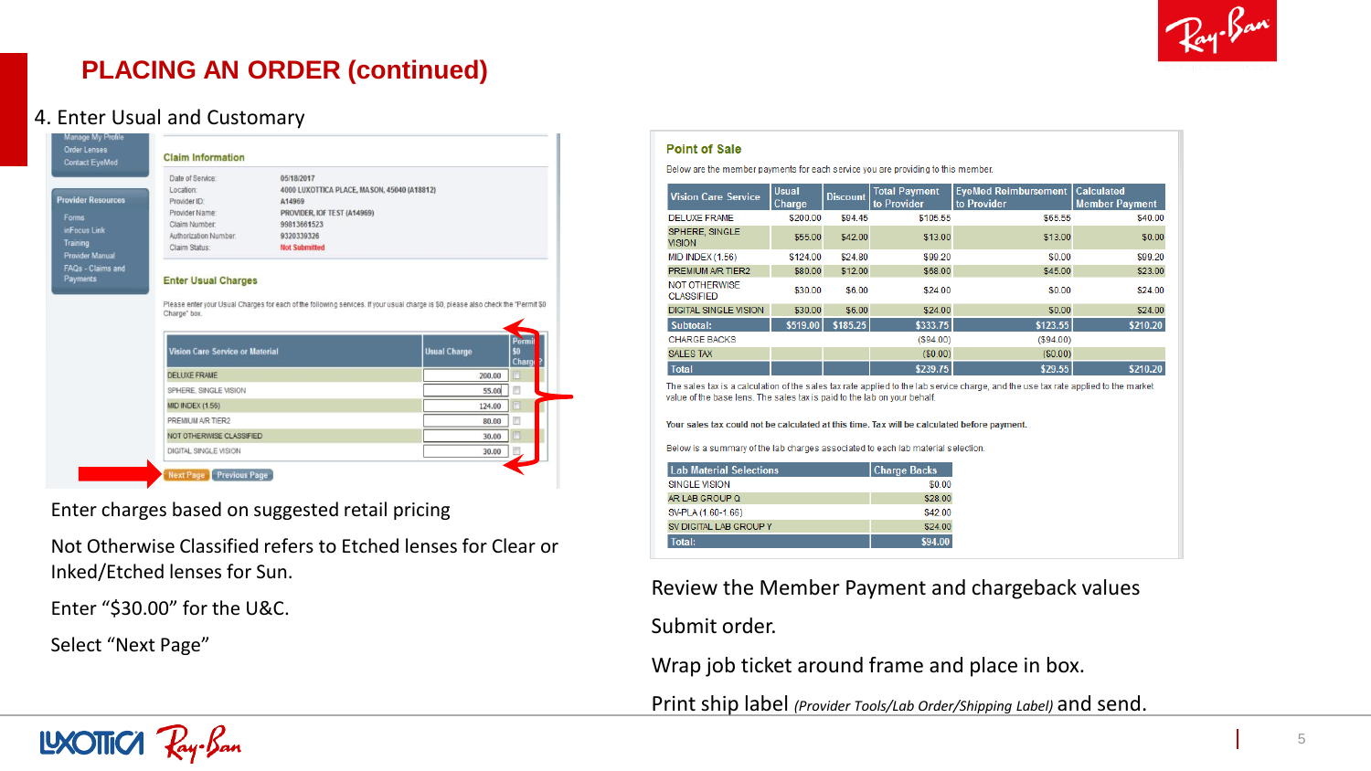# PLACING AN ORDER (continued)

4. Enter Usual and Customary

**Claim Information**

| | |
|---|---|
| Date of Service: | 05/18/2017 |
| Location: | 4000 LUXOTTICA PLACE, MASON, 45040 (A18812) |
| Provider ID: | A14969 |
| Provider Name: | PROVIDER, IOF TEST (A14969) |
| Claim Number: | 99813661523 |
| Authorization Number: | 9320339326 |
| Claim Status: | Not Submitted |

**Enter Usual Charges**

Please enter your Usual Charges for each of the following services. If your usual charge is $0, please also check the "Permit $0 Charge" box.

| Vision Care Service or Material | Usual Charge | Permit $0 Charge? |
|---|---|---|
| DELUXE FRAME | 200.00 | |
| SPHERE, SINGLE VISION | 55.00 | |
| MID INDEX (1.56) | 124.00 | |
| PREMIUM A/R TIER2 | 80.00 | |
| NOT OTHERWISE CLASSIFIED | 30.00 | |
| DIGITAL SINGLE VISION | 30.00 | |

Next Page | Previous Page

Enter charges based on suggested retail pricing

Not Otherwise Classified refers to Etched lenses for Clear or Inked/Etched lenses for Sun.

Enter “$30.00” for the U&C.

Select “Next Page”

**Point of Sale**

Below are the member payments for each service you are providing to this member.

| Vision Care Service | Usual Charge | Discount | Total Payment to Provider | EyeMed Reimbursement to Provider | Calculated Member Payment |
|---|---|---|---|---|---|
| DELUXE FRAME | $200.00 | $94.45 | $105.55 | $65.55 | $40.00 |
| SPHERE, SINGLE VISION | $55.00 | $42.00 | $13.00 | $13.00 | $0.00 |
| MID INDEX (1.56) | $124.00 | $24.80 | $99.20 | $0.00 | $99.20 |
| PREMIUM A/R TIER2 | $80.00 | $12.00 | $68.00 | $45.00 | $23.00 |
| NOT OTHERWISE CLASSIFIED | $30.00 | $6.00 | $24.00 | $0.00 | $24.00 |
| DIGITAL SINGLE VISION | $30.00 | $6.00 | $24.00 | $0.00 | $24.00 |
| Subtotal: | $519.00 | $185.25 | $333.75 | $123.55 | $210.20 |
| CHARGE BACKS | | | ($94.00) | ($94.00) | |
| SALES TAX | | | ($0.00) | ($0.00) | |
| Total | | | $239.75 | $29.55 | $210.20 |

The sales tax is a calculation of the sales tax rate applied to the lab service charge, and the use tax rate applied to the market value of the base lens. The sales tax is paid to the lab on your behalf.

**Your sales tax could not be calculated at this time. Tax will be calculated before payment.**

Below is a summary of the lab charges associated to each lab material selection.

| Lab Material Selections | Charge Backs |
|---|---|
| SINGLE VISION | $0.00 |
| AR LAB GROUP Q | $28.00 |
| SV-PLA (1.60-1.66) | $42.00 |
| SV DIGITAL LAB GROUP Y | $24.00 |
| Total: | $94.00 |

Review the Member Payment and chargeback values

Submit order.

Wrap job ticket around frame and place in box.

Print ship label *(Provider Tools/Lab Order/Shipping Label)* and send.